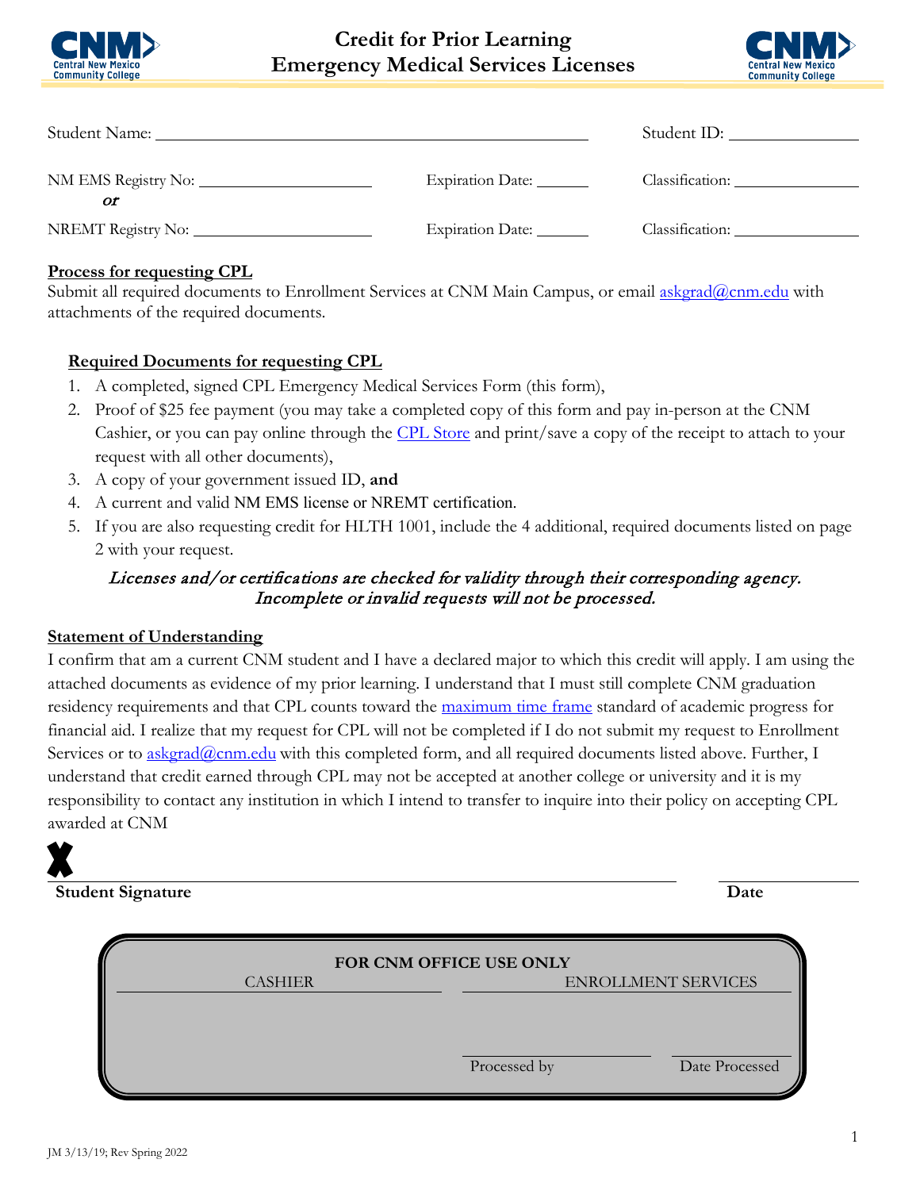# Credit for Prior Learning
# Emergency Medical Services Licenses

Student Name: ______________________________ Student ID: ______________

NM EMS Registry No: ____________________ Expiration Date: ______ Classification: ______________
*or*
NREMT Registry No: ____________________ Expiration Date: ______ Classification: ______________

**Process for requesting CPL**

Submit all required documents to Enrollment Services at CNM Main Campus, or email askgrad@cnm.edu with attachments of the required documents.

**Required Documents for requesting CPL**

1. A completed, signed CPL Emergency Medical Services Form (this form),
2. Proof of $25 fee payment (you may take a completed copy of this form and pay in-person at the CNM Cashier, or you can pay online through the CPL Store and print/save a copy of the receipt to attach to your request with all other documents),
3. A copy of your government issued ID, **and**
4. A current and valid NM EMS license or NREMT certification.
5. If you are also requesting credit for HLTH 1001, include the 4 additional, required documents listed on page 2 with your request.

*Licenses and/or certifications are checked for validity through their corresponding agency. Incomplete or invalid requests will not be processed.*

**Statement of Understanding**

I confirm that am a current CNM student and I have a declared major to which this credit will apply. I am using the attached documents as evidence of my prior learning. I understand that I must still complete CNM graduation residency requirements and that CPL counts toward the maximum time frame standard of academic progress for financial aid. I realize that my request for CPL will not be completed if I do not submit my request to Enrollment Services or to askgrad@cnm.edu with this completed form, and all required documents listed above. Further, I understand that credit earned through CPL may not be accepted at another college or university and it is my responsibility to contact any institution in which I intend to transfer to inquire into their policy on accepting CPL awarded at CNM

X ______________________________ ______________
**Student Signature** **Date**

**FOR CNM OFFICE USE ONLY**

| CASHIER | ENROLLMENT SERVICES | |
|---|---|---|
| | Processed by | Date Processed |

JM 3/13/19; Rev Spring 2022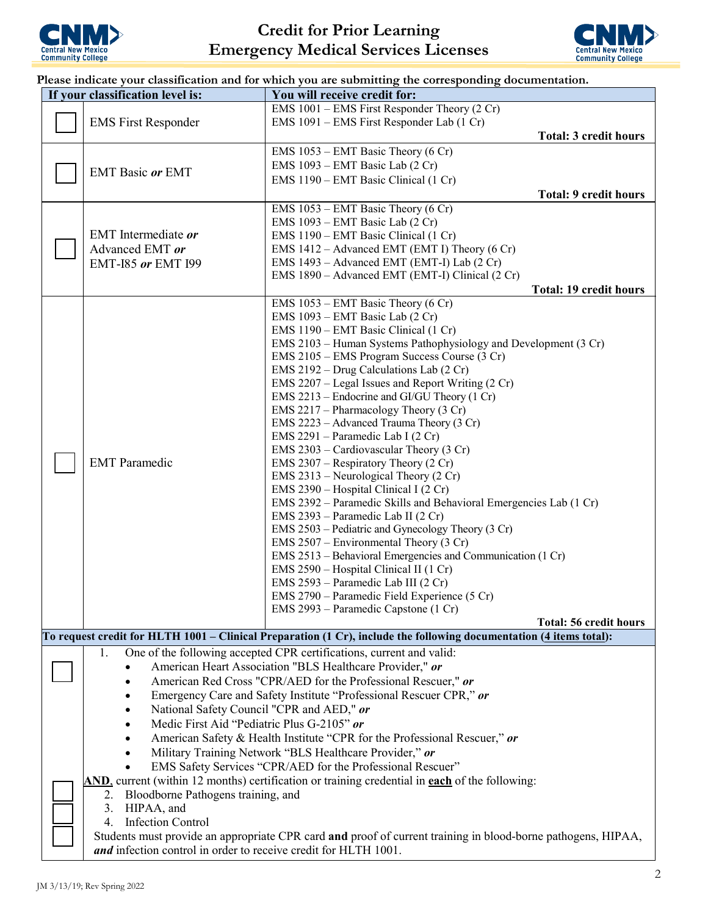# Credit for Prior Learning
# Emergency Medical Services Licenses

**Please indicate your classification and for which you are submitting the corresponding documentation.**

| | If your classification level is: | You will receive credit for: |
|---|---|---|
| ☐ | EMS First Responder | EMS 1001 – EMS First Responder Theory (2 Cr)<br>EMS 1091 – EMS First Responder Lab (1 Cr)<br>**Total: 3 credit hours** |
| ☐ | EMT Basic *or* EMT | EMS 1053 – EMT Basic Theory (6 Cr)<br>EMS 1093 – EMT Basic Lab (2 Cr)<br>EMS 1190 – EMT Basic Clinical (1 Cr)<br>**Total: 9 credit hours** |
| ☐ | EMT Intermediate *or* Advanced EMT *or* EMT-I85 *or* EMT I99 | EMS 1053 – EMT Basic Theory (6 Cr)<br>EMS 1093 – EMT Basic Lab (2 Cr)<br>EMS 1190 – EMT Basic Clinical (1 Cr)<br>EMS 1412 – Advanced EMT (EMT I) Theory (6 Cr)<br>EMS 1493 – Advanced EMT (EMT-I) Lab (2 Cr)<br>EMS 1890 – Advanced EMT (EMT-I) Clinical (2 Cr)<br>**Total: 19 credit hours** |
| ☐ | EMT Paramedic | EMS 1053 – EMT Basic Theory (6 Cr)<br>EMS 1093 – EMT Basic Lab (2 Cr)<br>EMS 1190 – EMT Basic Clinical (1 Cr)<br>EMS 2103 – Human Systems Pathophysiology and Development (3 Cr)<br>EMS 2105 – EMS Program Success Course (3 Cr)<br>EMS 2192 – Drug Calculations Lab (2 Cr)<br>EMS 2207 – Legal Issues and Report Writing (2 Cr)<br>EMS 2213 – Endocrine and GI/GU Theory (1 Cr)<br>EMS 2217 – Pharmacology Theory (3 Cr)<br>EMS 2223 – Advanced Trauma Theory (3 Cr)<br>EMS 2291 – Paramedic Lab I (2 Cr)<br>EMS 2303 – Cardiovascular Theory (3 Cr)<br>EMS 2307 – Respiratory Theory (2 Cr)<br>EMS 2313 – Neurological Theory (2 Cr)<br>EMS 2390 – Hospital Clinical I (2 Cr)<br>EMS 2392 – Paramedic Skills and Behavioral Emergencies Lab (1 Cr)<br>EMS 2393 – Paramedic Lab II (2 Cr)<br>EMS 2503 – Pediatric and Gynecology Theory (3 Cr)<br>EMS 2507 – Environmental Theory (3 Cr)<br>EMS 2513 – Behavioral Emergencies and Communication (1 Cr)<br>EMS 2590 – Hospital Clinical II (1 Cr)<br>EMS 2593 – Paramedic Lab III (2 Cr)<br>EMS 2790 – Paramedic Field Experience (5 Cr)<br>EMS 2993 – Paramedic Capstone (1 Cr)<br>**Total: 56 credit hours** |

**To request credit for HLTH 1001 – Clinical Preparation (1 Cr), include the following documentation (4 items total):**

☐ 1. One of the following accepted CPR certifications, current and valid:
- American Heart Association "BLS Healthcare Provider," ***or***
- American Red Cross "CPR/AED for the Professional Rescuer," ***or***
- Emergency Care and Safety Institute "Professional Rescuer CPR," ***or***
- National Safety Council "CPR and AED," ***or***
- Medic First Aid "Pediatric Plus G-2105" ***or***
- American Safety & Health Institute "CPR for the Professional Rescuer," ***or***
- Military Training Network "BLS Healthcare Provider," ***or***
- EMS Safety Services "CPR/AED for the Professional Rescuer"

**AND**, current (within 12 months) certification or training credential in **each** of the following:

☐ 2. Bloodborne Pathogens training, and

☐ 3. HIPAA, and

☐ 4. Infection Control

Students must provide an appropriate CPR card **and** proof of current training in blood-borne pathogens, HIPAA, ***and*** infection control in order to receive credit for HLTH 1001.

JM 3/13/19; Rev Spring 2022